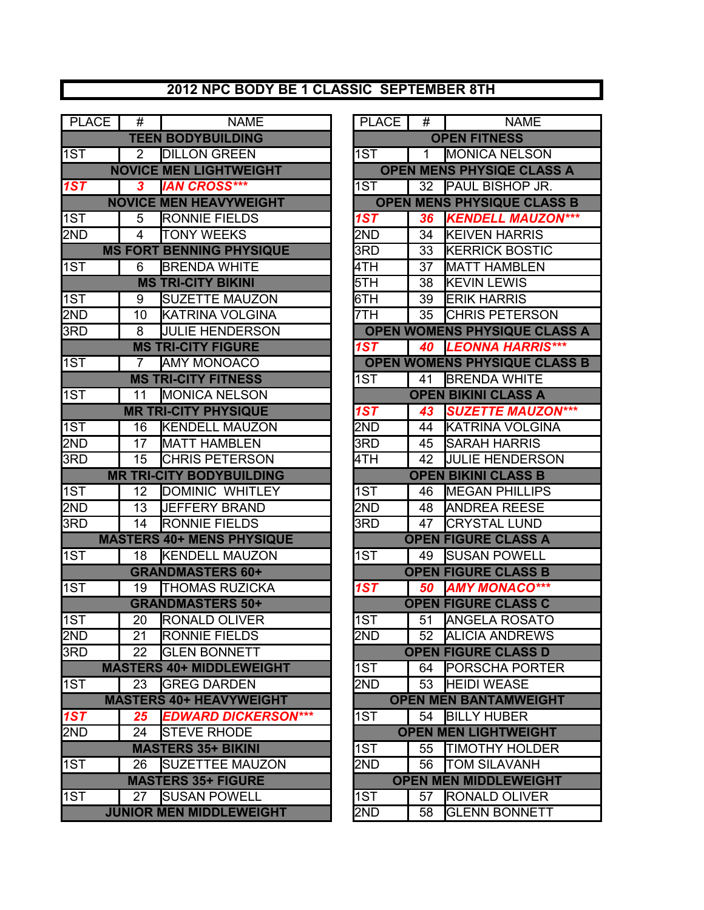# 2012 NPC BODY BE 1 CLASSIC SEPTEMBER 8TH

| PLACE | # | NAME |
|---|---|---|
| **TEEN BODYBUILDING** | | |
| 1ST | 2 | DILLON GREEN |
| **NOVICE MEN LIGHTWEIGHT** | | |
| ***1ST*** | ***3*** | ***IAN CROSS**** |
| **NOVICE MEN HEAVYWEIGHT** | | |
| 1ST | 5 | RONNIE FIELDS |
| 2ND | 4 | TONY WEEKS |
| **MS FORT BENNING PHYSIQUE** | | |
| 1ST | 6 | BRENDA WHITE |
| **MS TRI-CITY BIKINI** | | |
| 1ST | 9 | SUZETTE MAUZON |
| 2ND | 10 | KATRINA VOLGINA |
| 3RD | 8 | JULIE HENDERSON |
| **MS TRI-CITY FIGURE** | | |
| 1ST | 7 | AMY MONOACO |
| **MS TRI-CITY FITNESS** | | |
| 1ST | 11 | MONICA NELSON |
| **MR TRI-CITY PHYSIQUE** | | |
| 1ST | 16 | KENDELL MAUZON |
| 2ND | 17 | MATT HAMBLEN |
| 3RD | 15 | CHRIS PETERSON |
| **MR TRI-CITY BODYBUILDING** | | |
| 1ST | 12 | DOMINIC WHITLEY |
| 2ND | 13 | JEFFERY BRAND |
| 3RD | 14 | RONNIE FIELDS |
| **MASTERS 40+ MENS PHYSIQUE** | | |
| 1ST | 18 | KENDELL MAUZON |
| **GRANDMASTERS 60+** | | |
| 1ST | 19 | THOMAS RUZICKA |
| **GRANDMASTERS 50+** | | |
| 1ST | 20 | RONALD OLIVER |
| 2ND | 21 | RONNIE FIELDS |
| 3RD | 22 | GLEN BONNETT |
| **MASTERS 40+ MIDDLEWEIGHT** | | |
| 1ST | 23 | GREG DARDEN |
| **MASTERS 40+ HEAVYWEIGHT** | | |
| ***1ST*** | ***25*** | ***EDWARD DICKERSON**** |
| 2ND | 24 | STEVE RHODE |
| **MASTERS 35+ BIKINI** | | |
| 1ST | 26 | SUZETTEE MAUZON |
| **MASTERS 35+ FIGURE** | | |
| 1ST | 27 | SUSAN POWELL |
| **JUNIOR MEN MIDDLEWEIGHT** | | |

| PLACE | # | NAME |
|---|---|---|
| **OPEN FITNESS** | | |
| 1ST | 1 | MONICA NELSON |
| **OPEN MENS PHYSIQE CLASS A** | | |
| 1ST | 32 | PAUL BISHOP JR. |
| **OPEN MENS PHYSIQUE CLASS B** | | |
| ***1ST*** | ***36*** | ***KENDELL MAUZON**** |
| 2ND | 34 | KEIVEN HARRIS |
| 3RD | 33 | KERRICK BOSTIC |
| 4TH | 37 | MATT HAMBLEN |
| 5TH | 38 | KEVIN LEWIS |
| 6TH | 39 | ERIK HARRIS |
| 7TH | 35 | CHRIS PETERSON |
| **OPEN WOMENS PHYSIQUE CLASS A** | | |
| ***1ST*** | ***40*** | ***LEONNA HARRIS**** |
| **OPEN WOMENS PHYSIQUE CLASS B** | | |
| 1ST | 41 | BRENDA WHITE |
| **OPEN BIKINI CLASS A** | | |
| ***1ST*** | ***43*** | ***SUZETTE MAUZON**** |
| 2ND | 44 | KATRINA VOLGINA |
| 3RD | 45 | SARAH HARRIS |
| 4TH | 42 | JULIE HENDERSON |
| **OPEN BIKINI CLASS B** | | |
| 1ST | 46 | MEGAN PHILLIPS |
| 2ND | 48 | ANDREA REESE |
| 3RD | 47 | CRYSTAL LUND |
| **OPEN FIGURE CLASS A** | | |
| 1ST | 49 | SUSAN POWELL |
| **OPEN FIGURE CLASS B** | | |
| ***1ST*** | ***50*** | ***AMY MONACO**** |
| **OPEN FIGURE CLASS C** | | |
| 1ST | 51 | ANGELA ROSATO |
| 2ND | 52 | ALICIA ANDREWS |
| **OPEN FIGURE CLASS D** | | |
| 1ST | 64 | PORSCHA PORTER |
| 2ND | 53 | HEIDI WEASE |
| **OPEN MEN BANTAMWEIGHT** | | |
| 1ST | 54 | BILLY HUBER |
| **OPEN MEN LIGHTWEIGHT** | | |
| 1ST | 55 | TIMOTHY HOLDER |
| 2ND | 56 | TOM SILAVANH |
| **OPEN MEN MIDDLEWEIGHT** | | |
| 1ST | 57 | RONALD OLIVER |
| 2ND | 58 | GLENN BONNETT |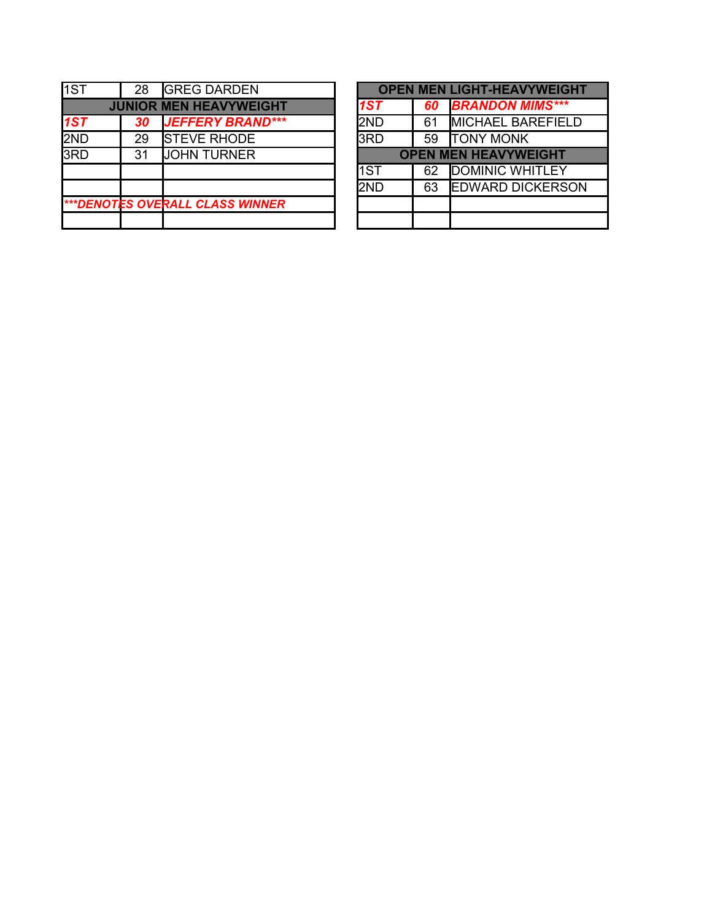| | | |
|---|---|---|
| 1ST | 28 | GREG DARDEN |
| **JUNIOR MEN HEAVYWEIGHT** | | |
| ***1ST*** | ***30*** | ***JEFFERY BRAND**** |
| 2ND | 29 | STEVE RHODE |
| 3RD | 31 | JOHN TURNER |
| | | |
| | | |
| ****DENOTES OVERALL CLASS WINNER*** | | |
| | | |

| | | |
|---|---|---|
| **OPEN MEN LIGHT-HEAVYWEIGHT** | | |
| ***1ST*** | ***60*** | ***BRANDON MIMS**** |
| 2ND | 61 | MICHAEL BAREFIELD |
| 3RD | 59 | TONY MONK |
| **OPEN MEN HEAVYWEIGHT** | | |
| 1ST | 62 | DOMINIC WHITLEY |
| 2ND | 63 | EDWARD DICKERSON |
| | | |
| | | |